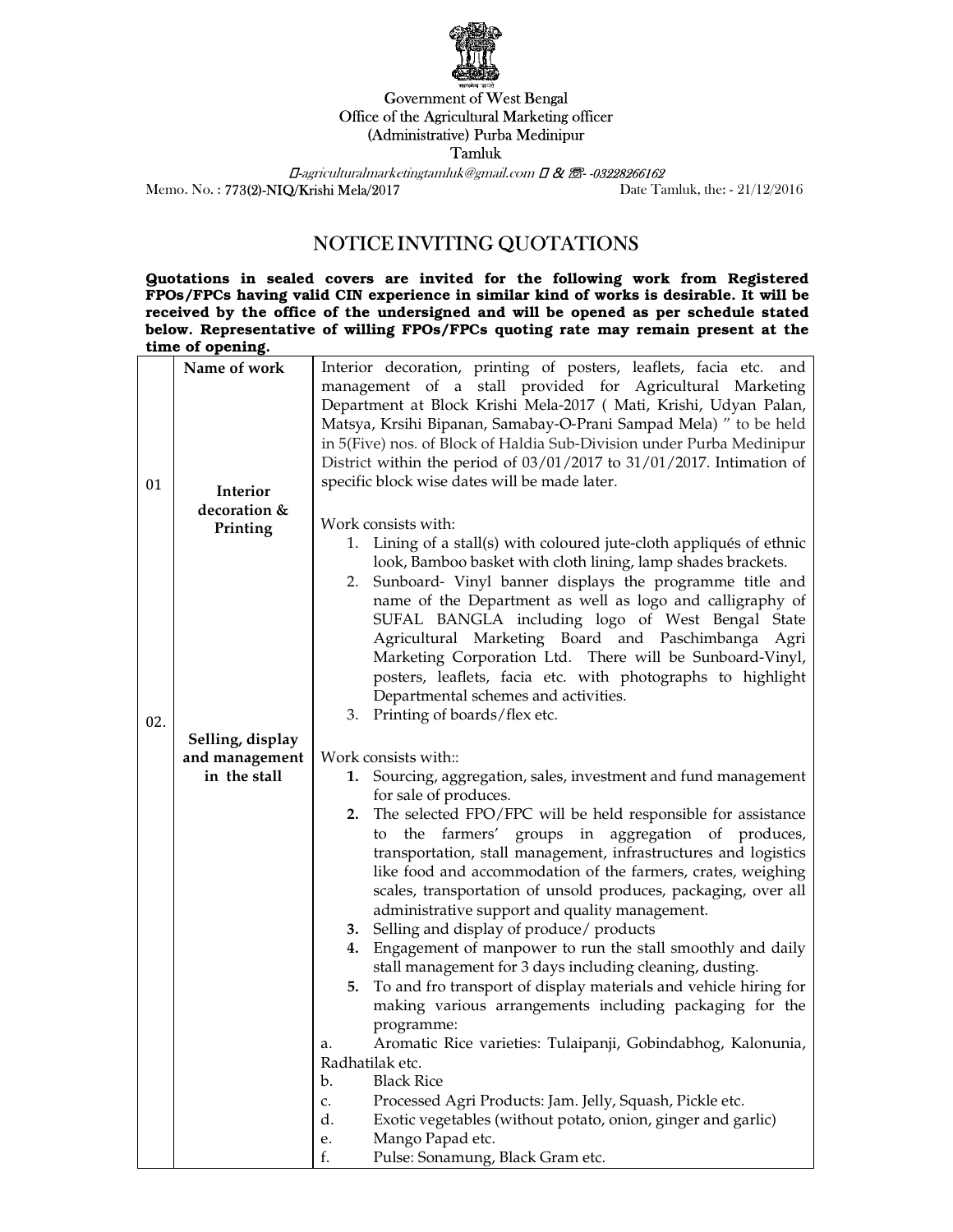Government of West Bengal
Office of the Agricultural Marketing officer
(Administrative) Purba Medinipur
Tamluk

-agriculturalmarketingtamluk@gmail.com  & -03228266162

Memo. No. : 773(2)-NIQ/Krishi Mela/2017 Date Tamluk, the: - 21/12/2016

# NOTICE INVITING QUOTATIONS

**Quotations in sealed covers are invited for the following work from Registered FPOs/FPCs having valid CIN experience in similar kind of works is desirable. It will be received by the office of the undersigned and will be opened as per schedule stated below. Representative of willing FPOs/FPCs quoting rate may remain present at the time of opening.**

| | **Name of work** | Interior decoration, printing of posters, leaflets, facia etc. and management of a stall provided for Agricultural Marketing Department at Block Krishi Mela-2017 ( Mati, Krishi, Udyan Palan, Matsya, Krsihi Bipanan, Samabay-O-Prani Sampad Mela) " to be held in 5(Five) nos. of Block of Haldia Sub-Division under Purba Medinipur District within the period of 03/01/2017 to 31/01/2017. Intimation of specific block wise dates will be made later. |
|---|---|---|
| 01 | **Interior decoration & Printing** | Work consists with:<br>1. Lining of a stall(s) with coloured jute-cloth appliqués of ethnic look, Bamboo basket with cloth lining, lamp shades brackets.<br>2. Sunboard- Vinyl banner displays the programme title and name of the Department as well as logo and calligraphy of SUFAL BANGLA including logo of West Bengal State Agricultural Marketing Board and Paschimbanga Agri Marketing Corporation Ltd. There will be Sunboard-Vinyl, posters, leaflets, facia etc. with photographs to highlight Departmental schemes and activities.<br>3. Printing of boards/flex etc. |
| 02. | **Selling, display and management in the stall** | Work consists with::<br>**1.** Sourcing, aggregation, sales, investment and fund management for sale of produces.<br>**2.** The selected FPO/FPC will be held responsible for assistance to the farmers' groups in aggregation of produces, transportation, stall management, infrastructures and logistics like food and accommodation of the farmers, crates, weighing scales, transportation of unsold produces, packaging, over all administrative support and quality management.<br>**3.** Selling and display of produce/ products<br>**4.** Engagement of manpower to run the stall smoothly and daily stall management for 3 days including cleaning, dusting.<br>**5.** To and fro transport of display materials and vehicle hiring for making various arrangements including packaging for the programme:<br>a. Aromatic Rice varieties: Tulaipanji, Gobindabhog, Kalonunia, Radhatilak etc.<br>b. Black Rice<br>c. Processed Agri Products: Jam. Jelly, Squash, Pickle etc.<br>d. Exotic vegetables (without potato, onion, ginger and garlic)<br>e. Mango Papad etc.<br>f. Pulse: Sonamung, Black Gram etc. |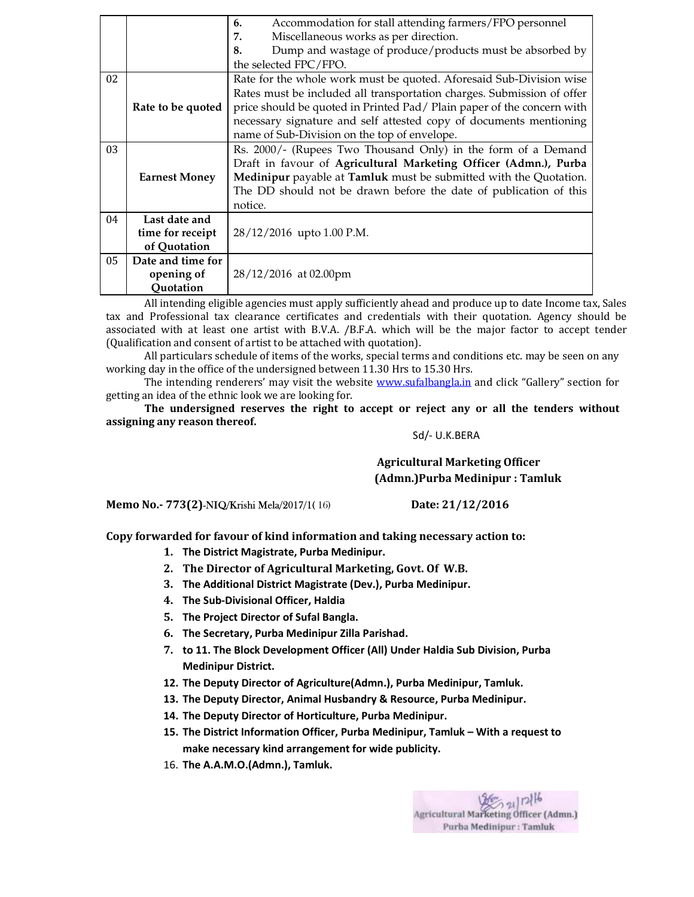| | | |
|---|---|---|
| | | **6.** Accommodation for stall attending farmers/FPO personnel<br>**7.** Miscellaneous works as per direction.<br>**8.** Dump and wastage of produce/products must be absorbed by the selected FPC/FPO. |
| 02 | **Rate to be quoted** | Rate for the whole work must be quoted. Aforesaid Sub-Division wise Rates must be included all transportation charges. Submission of offer price should be quoted in Printed Pad/ Plain paper of the concern with necessary signature and self attested copy of documents mentioning name of Sub-Division on the top of envelope. |
| 03 | **Earnest Money** | Rs. 2000/- (Rupees Two Thousand Only) in the form of a Demand Draft in favour of **Agricultural Marketing Officer (Admn.), Purba Medinipur** payable at **Tamluk** must be submitted with the Quotation. The DD should not be drawn before the date of publication of this notice. |
| 04 | **Last date and time for receipt of Quotation** | 28/12/2016 upto 1.00 P.M. |
| 05 | **Date and time for opening of Quotation** | 28/12/2016 at 02.00pm |

All intending eligible agencies must apply sufficiently ahead and produce up to date Income tax, Sales tax and Professional tax clearance certificates and credentials with their quotation. Agency should be associated with at least one artist with B.V.A. /B.F.A. which will be the major factor to accept tender (Qualification and consent of artist to be attached with quotation).

All particulars schedule of items of the works, special terms and conditions etc. may be seen on any working day in the office of the undersigned between 11.30 Hrs to 15.30 Hrs.

The intending renderers' may visit the website www.sufalbangla.in and click "Gallery" section for getting an idea of the ethnic look we are looking for.

**The undersigned reserves the right to accept or reject any or all the tenders without assigning any reason thereof.**

Sd/- U.K.BERA

**Agricultural Marketing Officer**
**(Admn.)Purba Medinipur : Tamluk**

**Memo No.- 773(2)**-NIQ/Krishi Mela/2017/1(16) **Date: 21/12/2016**

**Copy forwarded for favour of kind information and taking necessary action to:**

1. **The District Magistrate, Purba Medinipur.**
2. **The Director of Agricultural Marketing, Govt. Of W.B.**
3. **The Additional District Magistrate (Dev.), Purba Medinipur.**
4. **The Sub-Divisional Officer, Haldia**
5. **The Project Director of Sufal Bangla.**
6. **The Secretary, Purba Medinipur Zilla Parishad.**
7. **to 11. The Block Development Officer (All) Under Haldia Sub Division, Purba Medinipur District.**
12. **The Deputy Director of Agriculture(Admn.), Purba Medinipur, Tamluk.**
13. **The Deputy Director, Animal Husbandry & Resource, Purba Medinipur.**
14. **The Deputy Director of Horticulture, Purba Medinipur.**
15. **The District Information Officer, Purba Medinipur, Tamluk – With a request to make necessary kind arrangement for wide publicity.**
16. **The A.A.M.O.(Admn.), Tamluk.**

21/12/16
Agricultural Marketing Officer (Admn.)
Purba Medinipur : Tamluk